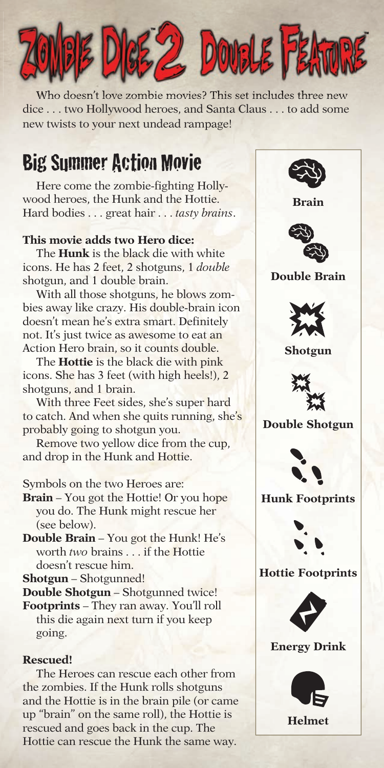# ZOMBIE DICE 2 DOUBLE FEATURE

Who doesn't love zombie movies? This set includes three new dice . . . two Hollywood heroes, and Santa Claus . . . to add some new twists to your next undead rampage!

## Big Summer Action Movie

Here come the zombie-fighting Hollywood heroes, the Hunk and the Hottie. Hard bodies . . . great hair . . . *tasty brains*.

### This movie adds two Hero dice:

The **Hunk** is the black die with white icons. He has 2 feet, 2 shotguns, 1 *double* shotgun, and 1 double brain.

With all those shotguns, he blows zombies away like crazy. His double-brain icon doesn't mean he's extra smart. Definitely not. It's just twice as awesome to eat an Action Hero brain, so it counts double.

The **Hottie** is the black die with pink icons. She has 3 feet (with high heels!), 2 shotguns, and 1 brain.

With three Feet sides, she's super hard to catch. And when she quits running, she's probably going to shotgun you.

Remove two yellow dice from the cup, and drop in the Hunk and Hottie.

Symbols on the two Heroes are:

- **Brain** – You got the Hottie! Or you hope you do. The Hunk might rescue her (see below).
- **Double Brain** – You got the Hunk! He's worth *two* brains . . . if the Hottie doesn't rescue him.
- **Shotgun** – Shotgunned!
- **Double Shotgun** – Shotgunned twice!
- **Footprints** – They ran away. You'll roll this die again next turn if you keep going.

### Rescued!

The Heroes can rescue each other from the zombies. If the Hunk rolls shotguns and the Hottie is in the brain pile (or came up "brain" on the same roll), the Hottie is rescued and goes back in the cup. The Hottie can rescue the Hunk the same way.

**Brain**

**Double Brain**

**Shotgun**

**Double Shotgun**

**Hunk Footprints**

**Hottie Footprints**

**Energy Drink**

**Helmet**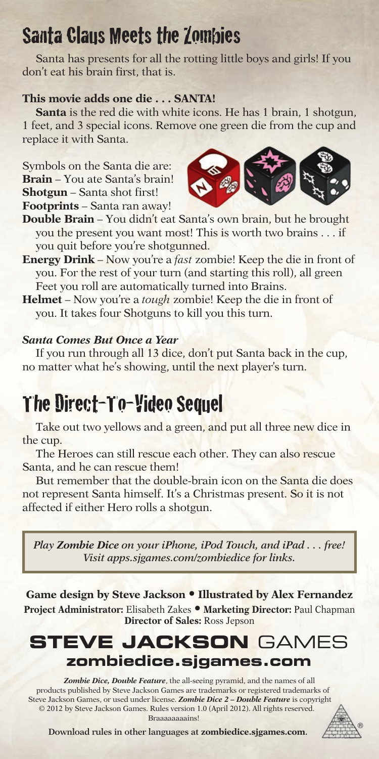# Santa Claus Meets the Zombies

Santa has presents for all the rotting little boys and girls! If you don't eat his brain first, that is.

**This movie adds one die . . . SANTA!**

**Santa** is the red die with white icons. He has 1 brain, 1 shotgun, 1 feet, and 3 special icons. Remove one green die from the cup and replace it with Santa.

Symbols on the Santa die are:

**Brain** – You ate Santa's brain!

**Shotgun** – Santa shot first!

**Footprints** – Santa ran away!

**Double Brain** – You didn't eat Santa's own brain, but he brought you the present you want most! This is worth two brains . . . if you quit before you're shotgunned.

**Energy Drink** – Now you're a *fast* zombie! Keep the die in front of you. For the rest of your turn (and starting this roll), all green Feet you roll are automatically turned into Brains.

**Helmet** – Now you're a *tough* zombie! Keep the die in front of you. It takes four Shotguns to kill you this turn.

### *Santa Comes But Once a Year*

If you run through all 13 dice, don't put Santa back in the cup, no matter what he's showing, until the next player's turn.

# The Direct-To-Video Sequel

Take out two yellows and a green, and put all three new dice in the cup.

The Heroes can still rescue each other. They can also rescue Santa, and he can rescue them!

But remember that the double-brain icon on the Santa die does not represent Santa himself. It's a Christmas present. So it is not affected if either Hero rolls a shotgun.

*Play **Zombie Dice** on your iPhone, iPod Touch, and iPad . . . free! Visit apps.sjgames.com/zombiedice for links.*

**Game design by Steve Jackson • Illustrated by Alex Fernandez**

**Project Administrator:** Elisabeth Zakes • **Marketing Director:** Paul Chapman
**Director of Sales:** Ross Jepson

## STEVE JACKSON GAMES
## zombiedice.sjgames.com

***Zombie Dice, Double Feature***, the all-seeing pyramid, and the names of all products published by Steve Jackson Games are trademarks or registered trademarks of Steve Jackson Games, or used under license. ***Zombie Dice 2 – Double Feature*** is copyright © 2012 by Steve Jackson Games. Rules version 1.0 (April 2012). All rights reserved. Braaaaaaaains!

**Download rules in other languages at zombiedice.sjgames.com.**